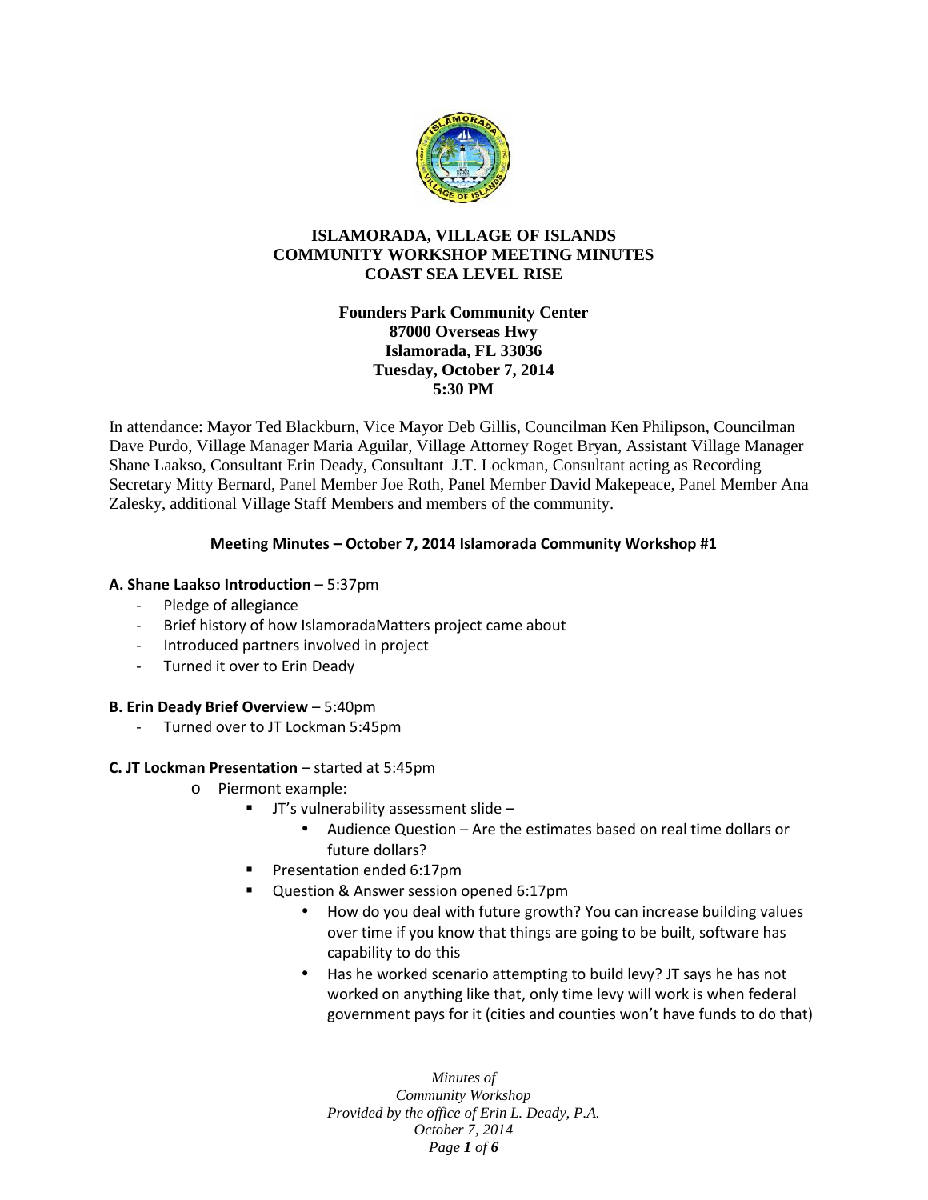**ISLAMORADA, VILLAGE OF ISLANDS**
**COMMUNITY WORKSHOP MEETING MINUTES**
**COAST SEA LEVEL RISE**

**Founders Park Community Center**
**87000 Overseas Hwy**
**Islamorada, FL 33036**
**Tuesday, October 7, 2014**
**5:30 PM**

In attendance: Mayor Ted Blackburn, Vice Mayor Deb Gillis, Councilman Ken Philipson, Councilman Dave Purdo, Village Manager Maria Aguilar, Village Attorney Roget Bryan, Assistant Village Manager Shane Laakso, Consultant Erin Deady, Consultant J.T. Lockman, Consultant acting as Recording Secretary Mitty Bernard, Panel Member Joe Roth, Panel Member David Makepeace, Panel Member Ana Zalesky, additional Village Staff Members and members of the community.

**Meeting Minutes – October 7, 2014 Islamorada Community Workshop #1**

**A. Shane Laakso Introduction** – 5:37pm

- Pledge of allegiance
- Brief history of how IslamoradaMatters project came about
- Introduced partners involved in project
- Turned it over to Erin Deady

**B. Erin Deady Brief Overview** – 5:40pm

- Turned over to JT Lockman 5:45pm

**C. JT Lockman Presentation** – started at 5:45pm

- Piermont example:
    - JT's vulnerability assessment slide –
        - Audience Question – Are the estimates based on real time dollars or future dollars?
    - Presentation ended 6:17pm
    - Question & Answer session opened 6:17pm
        - How do you deal with future growth? You can increase building values over time if you know that things are going to be built, software has capability to do this
        - Has he worked scenario attempting to build levy? JT says he has not worked on anything like that, only time levy will work is when federal government pays for it (cities and counties won't have funds to do that)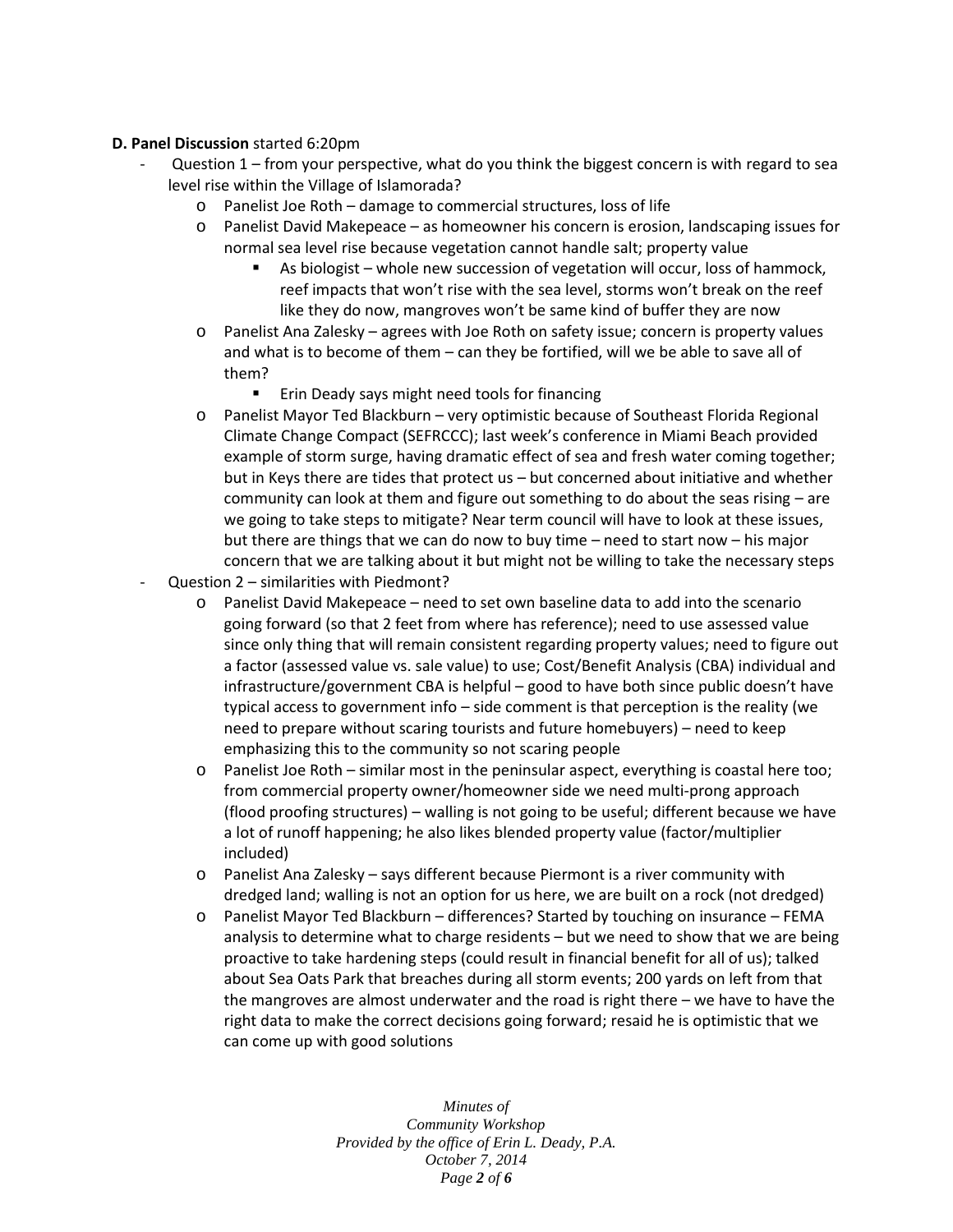**D. Panel Discussion** started 6:20pm

- Question 1 – from your perspective, what do you think the biggest concern is with regard to sea level rise within the Village of Islamorada?
  - Panelist Joe Roth – damage to commercial structures, loss of life
  - Panelist David Makepeace – as homeowner his concern is erosion, landscaping issues for normal sea level rise because vegetation cannot handle salt; property value
    - As biologist – whole new succession of vegetation will occur, loss of hammock, reef impacts that won't rise with the sea level, storms won't break on the reef like they do now, mangroves won't be same kind of buffer they are now
  - Panelist Ana Zalesky – agrees with Joe Roth on safety issue; concern is property values and what is to become of them – can they be fortified, will we be able to save all of them?
    - Erin Deady says might need tools for financing
  - Panelist Mayor Ted Blackburn – very optimistic because of Southeast Florida Regional Climate Change Compact (SEFRCCC); last week's conference in Miami Beach provided example of storm surge, having dramatic effect of sea and fresh water coming together; but in Keys there are tides that protect us – but concerned about initiative and whether community can look at them and figure out something to do about the seas rising – are we going to take steps to mitigate? Near term council will have to look at these issues, but there are things that we can do now to buy time – need to start now – his major concern that we are talking about it but might not be willing to take the necessary steps
- Question 2 – similarities with Piedmont?
  - Panelist David Makepeace – need to set own baseline data to add into the scenario going forward (so that 2 feet from where has reference); need to use assessed value since only thing that will remain consistent regarding property values; need to figure out a factor (assessed value vs. sale value) to use; Cost/Benefit Analysis (CBA) individual and infrastructure/government CBA is helpful – good to have both since public doesn't have typical access to government info – side comment is that perception is the reality (we need to prepare without scaring tourists and future homebuyers) – need to keep emphasizing this to the community so not scaring people
  - Panelist Joe Roth – similar most in the peninsular aspect, everything is coastal here too; from commercial property owner/homeowner side we need multi-prong approach (flood proofing structures) – walling is not going to be useful; different because we have a lot of runoff happening; he also likes blended property value (factor/multiplier included)
  - Panelist Ana Zalesky – says different because Piermont is a river community with dredged land; walling is not an option for us here, we are built on a rock (not dredged)
  - Panelist Mayor Ted Blackburn – differences? Started by touching on insurance – FEMA analysis to determine what to charge residents – but we need to show that we are being proactive to take hardening steps (could result in financial benefit for all of us); talked about Sea Oats Park that breaches during all storm events; 200 yards on left from that the mangroves are almost underwater and the road is right there – we have to have the right data to make the correct decisions going forward; resaid he is optimistic that we can come up with good solutions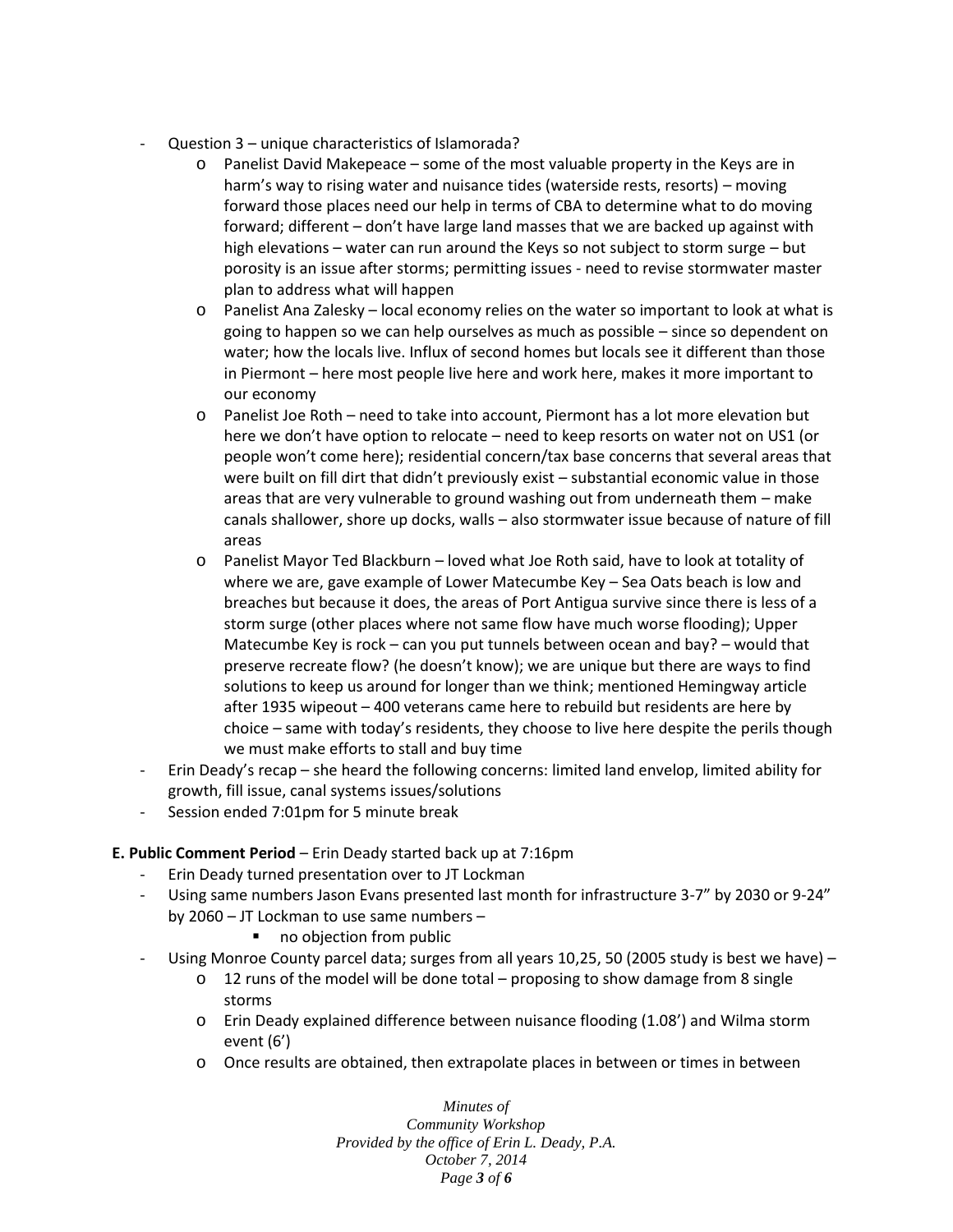- Question 3 – unique characteristics of Islamorada?
  - Panelist David Makepeace – some of the most valuable property in the Keys are in harm's way to rising water and nuisance tides (waterside rests, resorts) – moving forward those places need our help in terms of CBA to determine what to do moving forward; different – don't have large land masses that we are backed up against with high elevations – water can run around the Keys so not subject to storm surge – but porosity is an issue after storms; permitting issues - need to revise stormwater master plan to address what will happen
  - Panelist Ana Zalesky – local economy relies on the water so important to look at what is going to happen so we can help ourselves as much as possible – since so dependent on water; how the locals live. Influx of second homes but locals see it different than those in Piermont – here most people live here and work here, makes it more important to our economy
  - Panelist Joe Roth – need to take into account, Piermont has a lot more elevation but here we don't have option to relocate – need to keep resorts on water not on US1 (or people won't come here); residential concern/tax base concerns that several areas that were built on fill dirt that didn't previously exist – substantial economic value in those areas that are very vulnerable to ground washing out from underneath them – make canals shallower, shore up docks, walls – also stormwater issue because of nature of fill areas
  - Panelist Mayor Ted Blackburn – loved what Joe Roth said, have to look at totality of where we are, gave example of Lower Matecumbe Key – Sea Oats beach is low and breaches but because it does, the areas of Port Antigua survive since there is less of a storm surge (other places where not same flow have much worse flooding); Upper Matecumbe Key is rock – can you put tunnels between ocean and bay? – would that preserve recreate flow? (he doesn't know); we are unique but there are ways to find solutions to keep us around for longer than we think; mentioned Hemingway article after 1935 wipeout – 400 veterans came here to rebuild but residents are here by choice – same with today's residents, they choose to live here despite the perils though we must make efforts to stall and buy time
- Erin Deady's recap – she heard the following concerns: limited land envelop, limited ability for growth, fill issue, canal systems issues/solutions
- Session ended 7:01pm for 5 minute break

**E. Public Comment Period** – Erin Deady started back up at 7:16pm

- Erin Deady turned presentation over to JT Lockman
- Using same numbers Jason Evans presented last month for infrastructure 3-7" by 2030 or 9-24" by 2060 – JT Lockman to use same numbers –
  - no objection from public
- Using Monroe County parcel data; surges from all years 10,25, 50 (2005 study is best we have) –
  - 12 runs of the model will be done total – proposing to show damage from 8 single storms
  - Erin Deady explained difference between nuisance flooding (1.08') and Wilma storm event (6')
  - Once results are obtained, then extrapolate places in between or times in between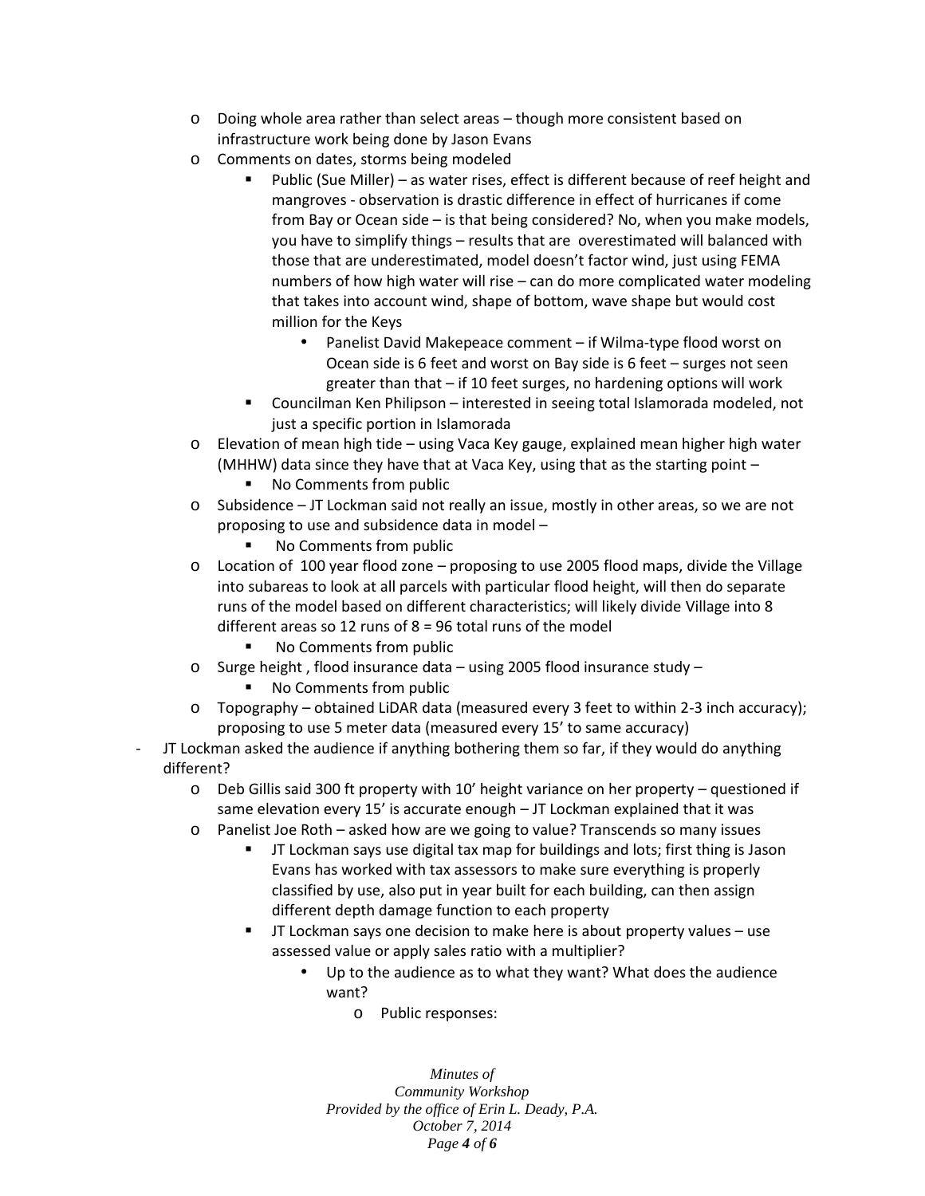- Doing whole area rather than select areas – though more consistent based on infrastructure work being done by Jason Evans
- Comments on dates, storms being modeled
  - Public (Sue Miller) – as water rises, effect is different because of reef height and mangroves - observation is drastic difference in effect of hurricanes if come from Bay or Ocean side – is that being considered? No, when you make models, you have to simplify things – results that are overestimated will balanced with those that are underestimated, model doesn't factor wind, just using FEMA numbers of how high water will rise – can do more complicated water modeling that takes into account wind, shape of bottom, wave shape but would cost million for the Keys
    - Panelist David Makepeace comment – if Wilma-type flood worst on Ocean side is 6 feet and worst on Bay side is 6 feet – surges not seen greater than that – if 10 feet surges, no hardening options will work
  - Councilman Ken Philipson – interested in seeing total Islamorada modeled, not just a specific portion in Islamorada
- Elevation of mean high tide – using Vaca Key gauge, explained mean higher high water (MHHW) data since they have that at Vaca Key, using that as the starting point –
  - No Comments from public
- Subsidence – JT Lockman said not really an issue, mostly in other areas, so we are not proposing to use and subsidence data in model –
  - No Comments from public
- Location of 100 year flood zone – proposing to use 2005 flood maps, divide the Village into subareas to look at all parcels with particular flood height, will then do separate runs of the model based on different characteristics; will likely divide Village into 8 different areas so 12 runs of 8 = 96 total runs of the model
  - No Comments from public
- Surge height , flood insurance data – using 2005 flood insurance study –
  - No Comments from public
- Topography – obtained LiDAR data (measured every 3 feet to within 2-3 inch accuracy); proposing to use 5 meter data (measured every 15' to same accuracy)

- JT Lockman asked the audience if anything bothering them so far, if they would do anything different?
  - Deb Gillis said 300 ft property with 10' height variance on her property – questioned if same elevation every 15' is accurate enough – JT Lockman explained that it was
  - Panelist Joe Roth – asked how are we going to value? Transcends so many issues
    - JT Lockman says use digital tax map for buildings and lots; first thing is Jason Evans has worked with tax assessors to make sure everything is properly classified by use, also put in year built for each building, can then assign different depth damage function to each property
    - JT Lockman says one decision to make here is about property values – use assessed value or apply sales ratio with a multiplier?
      - Up to the audience as to what they want? What does the audience want?
        - Public responses: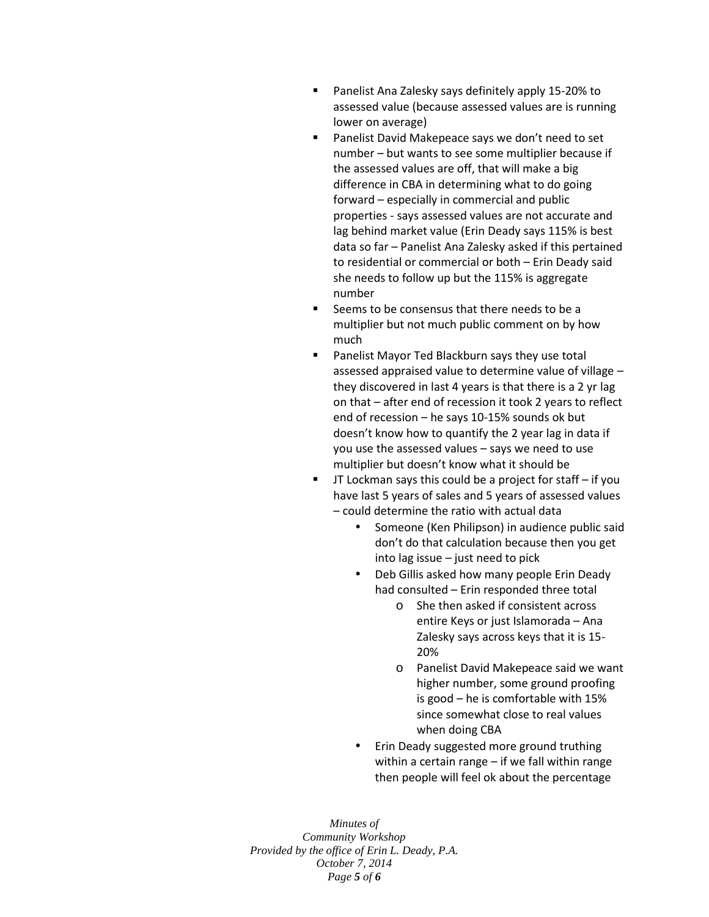- Panelist Ana Zalesky says definitely apply 15-20% to assessed value (because assessed values are is running lower on average)
- Panelist David Makepeace says we don't need to set number – but wants to see some multiplier because if the assessed values are off, that will make a big difference in CBA in determining what to do going forward – especially in commercial and public properties - says assessed values are not accurate and lag behind market value (Erin Deady says 115% is best data so far – Panelist Ana Zalesky asked if this pertained to residential or commercial or both – Erin Deady said she needs to follow up but the 115% is aggregate number
- Seems to be consensus that there needs to be a multiplier but not much public comment on by how much
- Panelist Mayor Ted Blackburn says they use total assessed appraised value to determine value of village – they discovered in last 4 years is that there is a 2 yr lag on that – after end of recession it took 2 years to reflect end of recession – he says 10-15% sounds ok but doesn't know how to quantify the 2 year lag in data if you use the assessed values – says we need to use multiplier but doesn't know what it should be
- JT Lockman says this could be a project for staff – if you have last 5 years of sales and 5 years of assessed values – could determine the ratio with actual data
    - Someone (Ken Philipson) in audience public said don't do that calculation because then you get into lag issue – just need to pick
    - Deb Gillis asked how many people Erin Deady had consulted – Erin responded three total
        - She then asked if consistent across entire Keys or just Islamorada – Ana Zalesky says across keys that it is 15-20%
        - Panelist David Makepeace said we want higher number, some ground proofing is good – he is comfortable with 15% since somewhat close to real values when doing CBA
    - Erin Deady suggested more ground truthing within a certain range – if we fall within range then people will feel ok about the percentage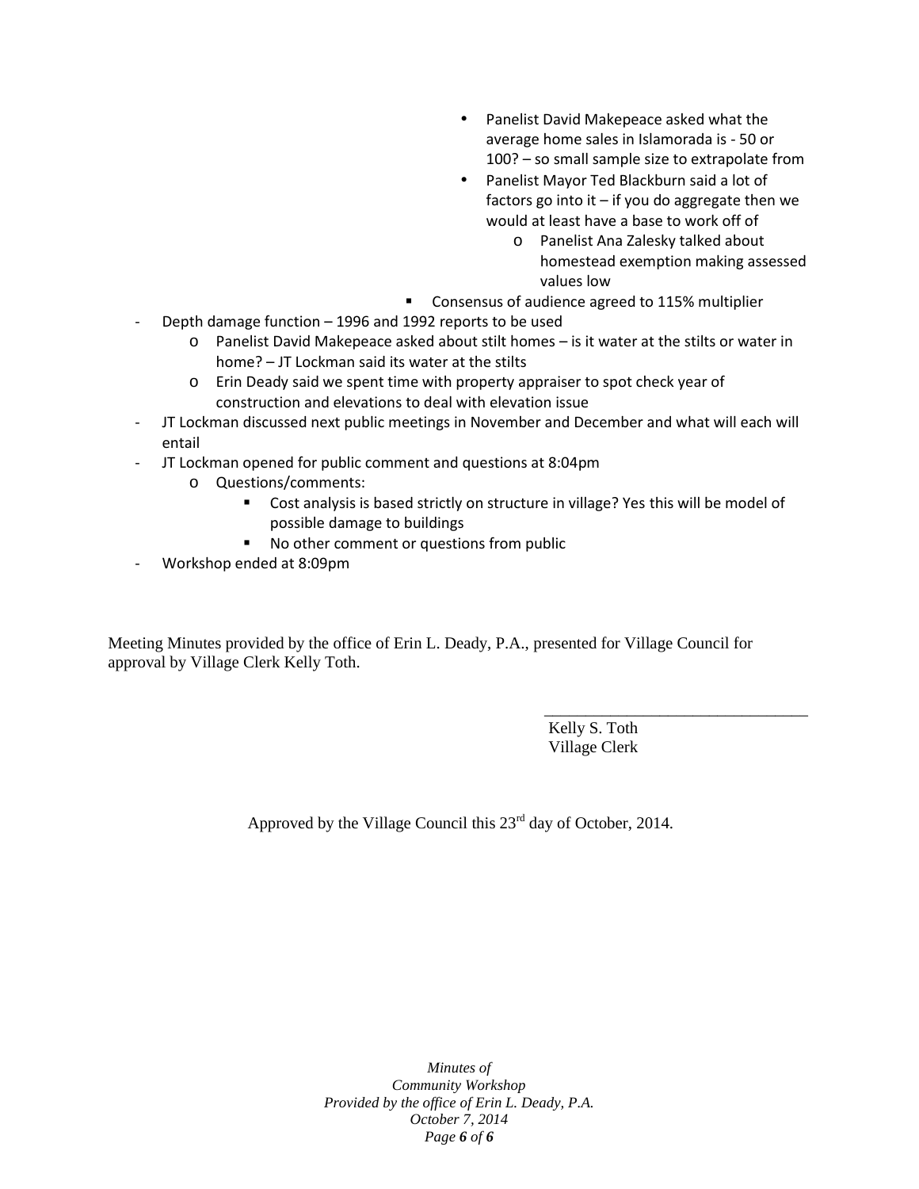- Panelist David Makepeace asked what the average home sales in Islamorada is - 50 or 100? – so small sample size to extrapolate from
- Panelist Mayor Ted Blackburn said a lot of factors go into it – if you do aggregate then we would at least have a base to work off of
  - Panelist Ana Zalesky talked about homestead exemption making assessed values low
- Consensus of audience agreed to 115% multiplier

- Depth damage function – 1996 and 1992 reports to be used
  - Panelist David Makepeace asked about stilt homes – is it water at the stilts or water in home? – JT Lockman said its water at the stilts
  - Erin Deady said we spent time with property appraiser to spot check year of construction and elevations to deal with elevation issue
- JT Lockman discussed next public meetings in November and December and what will each will entail
- JT Lockman opened for public comment and questions at 8:04pm
  - Questions/comments:
    - Cost analysis is based strictly on structure in village? Yes this will be model of possible damage to buildings
    - No other comment or questions from public
- Workshop ended at 8:09pm

Meeting Minutes provided by the office of Erin L. Deady, P.A., presented for Village Council for approval by Village Clerk Kelly Toth.

\_\_\_\_\_\_\_\_\_\_\_\_\_\_\_\_\_\_\_\_\_\_\_\_\_\_\_\_\_\_\_\_\_

Kelly S. Toth
Village Clerk

Approved by the Village Council this 23rd day of October, 2014.

*Minutes of*
*Community Workshop*
*Provided by the office of Erin L. Deady, P.A.*
*October 7, 2014*